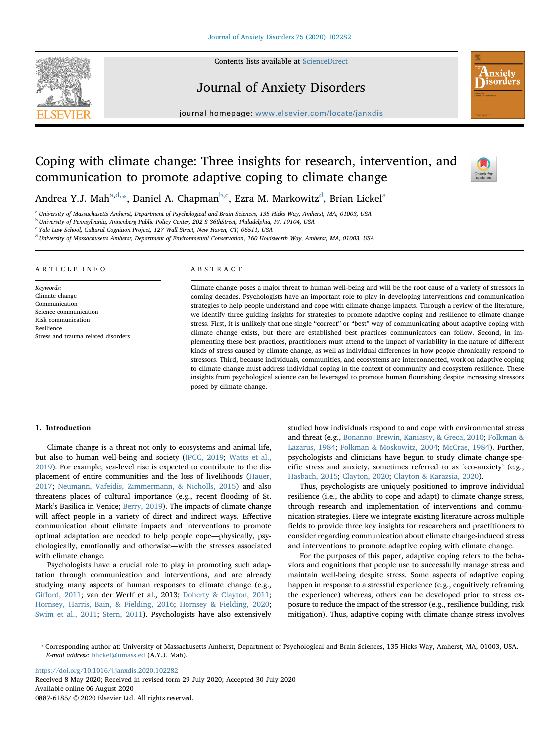Contents lists available at ScienceDirect

# Journal of Anxiety Disorders

journal homepage: www.elsevier.com/locate/janxdis

# Coping with climate change: Three insights for research, intervention, and communication to promote adaptive coping to climate change

Andrea Y.J. Mah[a,d,*], Daniel A. Chapman[b,c], Ezra M. Markowitz[d], Brian Lickel[a]

[a] University of Massachusetts Amherst, Department of Psychological and Brain Sciences, 135 Hicks Way, Amherst, MA, 01003, USA
[b] University of Pennsylvania, Annenberg Public Policy Center, 202 S 36thStreet, Philadelphia, PA 19104, USA
[c] Yale Law School, Cultural Cognition Project, 127 Wall Street, New Haven, CT, 06511, USA
[d] University of Massachusetts Amherst, Department of Environmental Conservation, 160 Holdsworth Way, Amherst, MA, 01003, USA

## ARTICLE INFO

*Keywords:*
Climate change
Communication
Science communication
Risk communication
Resilience
Stress and trauma related disorders

## ABSTRACT

Climate change poses a major threat to human well-being and will be the root cause of a variety of stressors in coming decades. Psychologists have an important role to play in developing interventions and communication strategies to help people understand and cope with climate change impacts. Through a review of the literature, we identify three guiding insights for strategies to promote adaptive coping and resilience to climate change stress. First, it is unlikely that one single "correct" or "best" way of communicating about adaptive coping with climate change exists, but there are established best practices communicators can follow. Second, in implementing these best practices, practitioners must attend to the impact of variability in the nature of different kinds of stress caused by climate change, as well as individual differences in how people chronically respond to stressors. Third, because individuals, communities, and ecosystems are interconnected, work on adaptive coping to climate change must address individual coping in the context of community and ecosystem resilience. These insights from psychological science can be leveraged to promote human flourishing despite increasing stressors posed by climate change.

## 1. Introduction

Climate change is a threat not only to ecosystems and animal life, but also to human well-being and society (IPCC, 2019; Watts et al., 2019). For example, sea-level rise is expected to contribute to the displacement of entire communities and the loss of livelihoods (Hauer, 2017; Neumann, Vafeidis, Zimmermann, & Nicholls, 2015) and also threatens places of cultural importance (e.g., recent flooding of St. Mark's Basilica in Venice; Berry, 2019). The impacts of climate change will affect people in a variety of direct and indirect ways. Effective communication about climate impacts and interventions to promote optimal adaptation are needed to help people cope—physically, psychologically, emotionally and otherwise—with the stresses associated with climate change.

Psychologists have a crucial role to play in promoting such adaptation through communication and interventions, and are already studying many aspects of human responses to climate change (e.g., Gifford, 2011; van der Werff et al., 2013; Doherty & Clayton, 2011; Hornsey, Harris, Bain, & Fielding, 2016; Hornsey & Fielding, 2020; Swim et al., 2011; Stern, 2011). Psychologists have also extensively studied how individuals respond to and cope with environmental stress and threat (e.g., Bonanno, Brewin, Kaniasty, & Greca, 2010; Folkman & Lazarus, 1984; Folkman & Moskowitz, 2004; McCrae, 1984). Further, psychologists and clinicians have begun to study climate change-specific stress and anxiety, sometimes referred to as 'eco-anxiety' (e.g., Hasbach, 2015; Clayton, 2020; Clayton & Karazsia, 2020).

Thus, psychologists are uniquely positioned to improve individual resilience (i.e., the ability to cope and adapt) to climate change stress, through research and implementation of interventions and communication strategies. Here we integrate existing literature across multiple fields to provide three key insights for researchers and practitioners to consider regarding communication about climate change-induced stress and interventions to promote adaptive coping with climate change.

For the purposes of this paper, adaptive coping refers to the behaviors and cognitions that people use to successfully manage stress and maintain well-being despite stress. Some aspects of adaptive coping happen in response to a stressful experience (e.g., cognitively reframing the experience) whereas, others can be developed prior to stress exposure to reduce the impact of the stressor (e.g., resilience building, risk mitigation). Thus, adaptive coping with climate change stress involves

* Corresponding author at: University of Massachusetts Amherst, Department of Psychological and Brain Sciences, 135 Hicks Way, Amherst, MA, 01003, USA.
*E-mail address:* blickel@umass.ed (A.Y.J. Mah).

https://doi.org/10.1016/j.janxdis.2020.102282
Received 8 May 2020; Received in revised form 29 July 2020; Accepted 30 July 2020
Available online 06 August 2020
0887-6185/ © 2020 Elsevier Ltd. All rights reserved.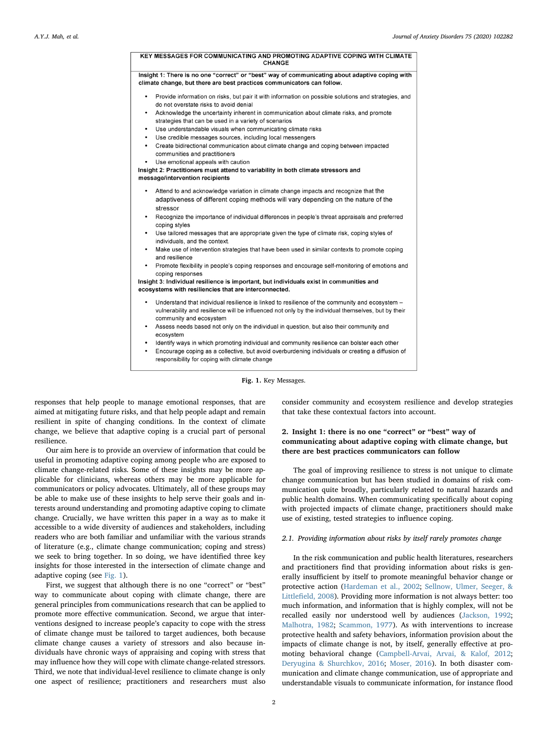**KEY MESSAGES FOR COMMUNICATING AND PROMOTING ADAPTIVE COPING WITH CLIMATE CHANGE**

**Insight 1: There is no one "correct" or "best" way of communicating about adaptive coping with climate change, but there are best practices communicators can follow.**

- Provide information on risks, but pair it with information on possible solutions and strategies, and do not overstate risks to avoid denial
- Acknowledge the uncertainty inherent in communication about climate risks, and promote strategies that can be used in a variety of scenarios
- Use understandable visuals when communicating climate risks
- Use credible messages sources, including local messengers
- Create bidirectional communication about climate change and coping between impacted communities and practitioners
- Use emotional appeals with caution

**Insight 2: Practitioners must attend to variability in both climate stressors and message/intervention recipients**

- Attend to and acknowledge variation in climate change impacts and recognize that the adaptiveness of different coping methods will vary depending on the nature of the stressor
- Recognize the importance of individual differences in people's threat appraisals and preferred coping styles
- Use tailored messages that are appropriate given the type of climate risk, coping styles of individuals, and the context.
- Make use of intervention strategies that have been used in similar contexts to promote coping and resilience
- Promote flexibility in people's coping responses and encourage self-monitoring of emotions and coping responses

**Insight 3: Individual resilience is important, but individuals exist in communities and ecosystems with resiliencies that are interconnected.**

- Understand that individual resilience is linked to resilience of the community and ecosystem – vulnerability and resilience will be influenced not only by the individual themselves, but by their community and ecosystem
- Assess needs based not only on the individual in question, but also their community and ecosystem
- Identify ways in which promoting individual and community resilience can bolster each other
- Encourage coping as a collective, but avoid overburdening individuals or creating a diffusion of responsibility for coping with climate change

**Fig. 1.** Key Messages.

responses that help people to manage emotional responses, that are aimed at mitigating future risks, and that help people adapt and remain resilient in spite of changing conditions. In the context of climate change, we believe that adaptive coping is a crucial part of personal resilience.

Our aim here is to provide an overview of information that could be useful in promoting adaptive coping among people who are exposed to climate change-related risks. Some of these insights may be more applicable for clinicians, whereas others may be more applicable for communicators or policy advocates. Ultimately, all of these groups may be able to make use of these insights to help serve their goals and interests around understanding and promoting adaptive coping to climate change. Crucially, we have written this paper in a way as to make it accessible to a wide diversity of audiences and stakeholders, including readers who are both familiar and unfamiliar with the various strands of literature (e.g., climate change communication; coping and stress) we seek to bring together. In so doing, we have identified three key insights for those interested in the intersection of climate change and adaptive coping (see Fig. 1).

First, we suggest that although there is no one "correct" or "best" way to communicate about coping with climate change, there are general principles from communications research that can be applied to promote more effective communication. Second, we argue that interventions designed to increase people's capacity to cope with the stress of climate change must be tailored to target audiences, both because climate change causes a variety of stressors and also because individuals have chronic ways of appraising and coping with stress that may influence how they will cope with climate change-related stressors. Third, we note that individual-level resilience to climate change is only one aspect of resilience; practitioners and researchers must also consider community and ecosystem resilience and develop strategies that take these contextual factors into account.

## 2. Insight 1: there is no one "correct" or "best" way of communicating about adaptive coping with climate change, but there are best practices communicators can follow

The goal of improving resilience to stress is not unique to climate change communication but has been studied in domains of risk communication quite broadly, particularly related to natural hazards and public health domains. When communicating specifically about coping with projected impacts of climate change, practitioners should make use of existing, tested strategies to influence coping.

### *2.1. Providing information about risks by itself rarely promotes change*

In the risk communication and public health literatures, researchers and practitioners find that providing information about risks is generally insufficient by itself to promote meaningful behavior change or protective action (Hardeman et al., 2002; Sellnow, Ulmer, Seeger, & Littlefield, 2008). Providing more information is not always better: too much information, and information that is highly complex, will not be recalled easily nor understood well by audiences (Jackson, 1992; Malhotra, 1982; Scammon, 1977). As with interventions to increase protective health and safety behaviors, information provision about the impacts of climate change is not, by itself, generally effective at promoting behavioral change (Campbell-Arvai, Arvai, & Kalof, 2012; Deryugina & Shurchkov, 2016; Moser, 2016). In both disaster communication and climate change communication, use of appropriate and understandable visuals to communicate information, for instance flood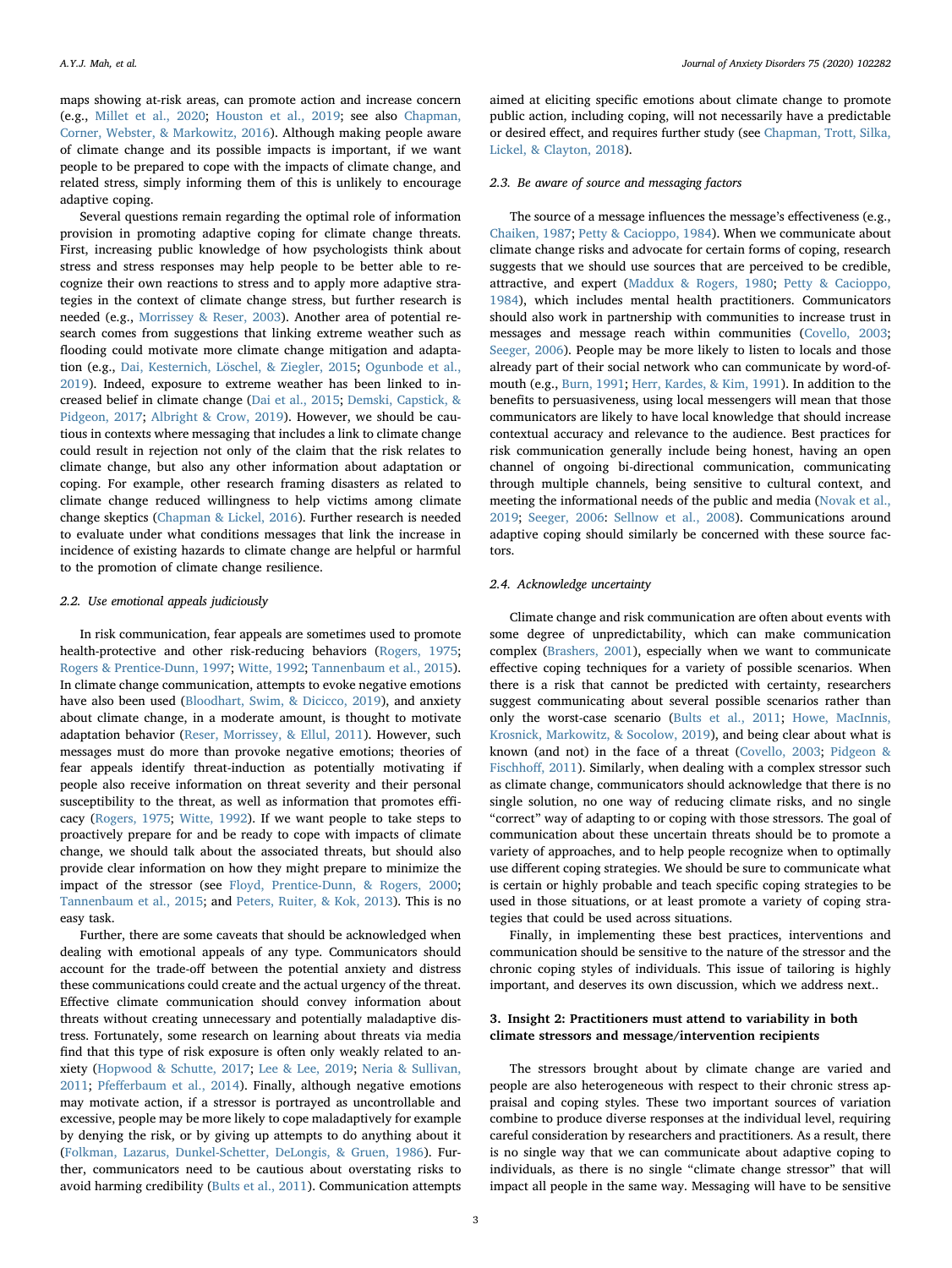maps showing at-risk areas, can promote action and increase concern (e.g., Millet et al., 2020; Houston et al., 2019; see also Chapman, Corner, Webster, & Markowitz, 2016). Although making people aware of climate change and its possible impacts is important, if we want people to be prepared to cope with the impacts of climate change, and related stress, simply informing them of this is unlikely to encourage adaptive coping.

Several questions remain regarding the optimal role of information provision in promoting adaptive coping for climate change threats. First, increasing public knowledge of how psychologists think about stress and stress responses may help people to be better able to recognize their own reactions to stress and to apply more adaptive strategies in the context of climate change stress, but further research is needed (e.g., Morrissey & Reser, 2003). Another area of potential research comes from suggestions that linking extreme weather such as flooding could motivate more climate change mitigation and adaptation (e.g., Dai, Kesternich, Löschel, & Ziegler, 2015; Ogunbode et al., 2019). Indeed, exposure to extreme weather has been linked to increased belief in climate change (Dai et al., 2015; Demski, Capstick, & Pidgeon, 2017; Albright & Crow, 2019). However, we should be cautious in contexts where messaging that includes a link to climate change could result in rejection not only of the claim that the risk relates to climate change, but also any other information about adaptation or coping. For example, other research framing disasters as related to climate change reduced willingness to help victims among climate change skeptics (Chapman & Lickel, 2016). Further research is needed to evaluate under what conditions messages that link the increase in incidence of existing hazards to climate change are helpful or harmful to the promotion of climate change resilience.

### 2.2. Use emotional appeals judiciously

In risk communication, fear appeals are sometimes used to promote health-protective and other risk-reducing behaviors (Rogers, 1975; Rogers & Prentice-Dunn, 1997; Witte, 1992; Tannenbaum et al., 2015). In climate change communication, attempts to evoke negative emotions have also been used (Bloodhart, Swim, & Dicicco, 2019), and anxiety about climate change, in a moderate amount, is thought to motivate adaptation behavior (Reser, Morrissey, & Ellul, 2011). However, such messages must do more than provoke negative emotions; theories of fear appeals identify threat-induction as potentially motivating if people also receive information on threat severity and their personal susceptibility to the threat, as well as information that promotes efficacy (Rogers, 1975; Witte, 1992). If we want people to take steps to proactively prepare for and be ready to cope with impacts of climate change, we should talk about the associated threats, but should also provide clear information on how they might prepare to minimize the impact of the stressor (see Floyd, Prentice-Dunn, & Rogers, 2000; Tannenbaum et al., 2015; and Peters, Ruiter, & Kok, 2013). This is no easy task.

Further, there are some caveats that should be acknowledged when dealing with emotional appeals of any type. Communicators should account for the trade-off between the potential anxiety and distress these communications could create and the actual urgency of the threat. Effective climate communication should convey information about threats without creating unnecessary and potentially maladaptive distress. Fortunately, some research on learning about threats via media find that this type of risk exposure is often only weakly related to anxiety (Hopwood & Schutte, 2017; Lee & Lee, 2019; Neria & Sullivan, 2011; Pfefferbaum et al., 2014). Finally, although negative emotions may motivate action, if a stressor is portrayed as uncontrollable and excessive, people may be more likely to cope maladaptively for example by denying the risk, or by giving up attempts to do anything about it (Folkman, Lazarus, Dunkel-Schetter, DeLongis, & Gruen, 1986). Further, communicators need to be cautious about overstating risks to avoid harming credibility (Bults et al., 2011). Communication attempts aimed at eliciting specific emotions about climate change to promote public action, including coping, will not necessarily have a predictable or desired effect, and requires further study (see Chapman, Trott, Silka, Lickel, & Clayton, 2018).

### 2.3. Be aware of source and messaging factors

The source of a message influences the message's effectiveness (e.g., Chaiken, 1987; Petty & Cacioppo, 1984). When we communicate about climate change risks and advocate for certain forms of coping, research suggests that we should use sources that are perceived to be credible, attractive, and expert (Maddux & Rogers, 1980; Petty & Cacioppo, 1984), which includes mental health practitioners. Communicators should also work in partnership with communities to increase trust in messages and message reach within communities (Covello, 2003; Seeger, 2006). People may be more likely to listen to locals and those already part of their social network who can communicate by word-of-mouth (e.g., Burn, 1991; Herr, Kardes, & Kim, 1991). In addition to the benefits to persuasiveness, using local messengers will mean that those communicators are likely to have local knowledge that should increase contextual accuracy and relevance to the audience. Best practices for risk communication generally include being honest, having an open channel of ongoing bi-directional communication, communicating through multiple channels, being sensitive to cultural context, and meeting the informational needs of the public and media (Novak et al., 2019; Seeger, 2006: Sellnow et al., 2008). Communications around adaptive coping should similarly be concerned with these source factors.

### 2.4. Acknowledge uncertainty

Climate change and risk communication are often about events with some degree of unpredictability, which can make communication complex (Brashers, 2001), especially when we want to communicate effective coping techniques for a variety of possible scenarios. When there is a risk that cannot be predicted with certainty, researchers suggest communicating about several possible scenarios rather than only the worst-case scenario (Bults et al., 2011; Howe, MacInnis, Krosnick, Markowitz, & Socolow, 2019), and being clear about what is known (and not) in the face of a threat (Covello, 2003; Pidgeon & Fischhoff, 2011). Similarly, when dealing with a complex stressor such as climate change, communicators should acknowledge that there is no single solution, no one way of reducing climate risks, and no single "correct" way of adapting to or coping with those stressors. The goal of communication about these uncertain threats should be to promote a variety of approaches, and to help people recognize when to optimally use different coping strategies. We should be sure to communicate what is certain or highly probable and teach specific coping strategies to be used in those situations, or at least promote a variety of coping strategies that could be used across situations.

Finally, in implementing these best practices, interventions and communication should be sensitive to the nature of the stressor and the chronic coping styles of individuals. This issue of tailoring is highly important, and deserves its own discussion, which we address next..

## 3. Insight 2: Practitioners must attend to variability in both climate stressors and message/intervention recipients

The stressors brought about by climate change are varied and people are also heterogeneous with respect to their chronic stress appraisal and coping styles. These two important sources of variation combine to produce diverse responses at the individual level, requiring careful consideration by researchers and practitioners. As a result, there is no single way that we can communicate about adaptive coping to individuals, as there is no single "climate change stressor" that will impact all people in the same way. Messaging will have to be sensitive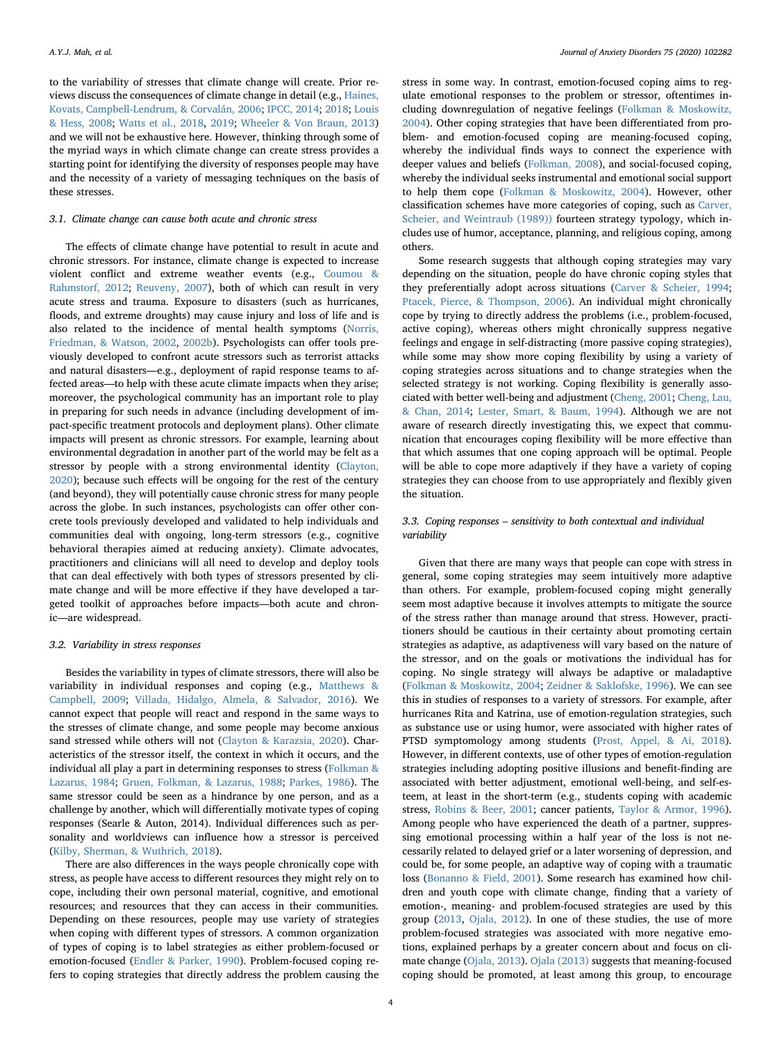to the variability of stresses that climate change will create. Prior reviews discuss the consequences of climate change in detail (e.g., Haines, Kovats, Campbell-Lendrum, & Corvalán, 2006; IPCC, 2014; 2018; Louis & Hess, 2008; Watts et al., 2018, 2019; Wheeler & Von Braun, 2013) and we will not be exhaustive here. However, thinking through some of the myriad ways in which climate change can create stress provides a starting point for identifying the diversity of responses people may have and the necessity of a variety of messaging techniques on the basis of these stresses.

### 3.1. Climate change can cause both acute and chronic stress

The effects of climate change have potential to result in acute and chronic stressors. For instance, climate change is expected to increase violent conflict and extreme weather events (e.g., Coumou & Rahmstorf, 2012; Reuveny, 2007), both of which can result in very acute stress and trauma. Exposure to disasters (such as hurricanes, floods, and extreme droughts) may cause injury and loss of life and is also related to the incidence of mental health symptoms (Norris, Friedman, & Watson, 2002, 2002b). Psychologists can offer tools previously developed to confront acute stressors such as terrorist attacks and natural disasters—e.g., deployment of rapid response teams to affected areas—to help with these acute climate impacts when they arise; moreover, the psychological community has an important role to play in preparing for such needs in advance (including development of impact-specific treatment protocols and deployment plans). Other climate impacts will present as chronic stressors. For example, learning about environmental degradation in another part of the world may be felt as a stressor by people with a strong environmental identity (Clayton, 2020); because such effects will be ongoing for the rest of the century (and beyond), they will potentially cause chronic stress for many people across the globe. In such instances, psychologists can offer other concrete tools previously developed and validated to help individuals and communities deal with ongoing, long-term stressors (e.g., cognitive behavioral therapies aimed at reducing anxiety). Climate advocates, practitioners and clinicians will all need to develop and deploy tools that can deal effectively with both types of stressors presented by climate change and will be more effective if they have developed a targeted toolkit of approaches before impacts—both acute and chronic—are widespread.

### 3.2. Variability in stress responses

Besides the variability in types of climate stressors, there will also be variability in individual responses and coping (e.g., Matthews & Campbell, 2009; Villada, Hidalgo, Almela, & Salvador, 2016). We cannot expect that people will react and respond in the same ways to the stresses of climate change, and some people may become anxious sand stressed while others will not (Clayton & Karazsia, 2020). Characteristics of the stressor itself, the context in which it occurs, and the individual all play a part in determining responses to stress (Folkman & Lazarus, 1984; Gruen, Folkman, & Lazarus, 1988; Parkes, 1986). The same stressor could be seen as a hindrance by one person, and as a challenge by another, which will differentially motivate types of coping responses (Searle & Auton, 2014). Individual differences such as personality and worldviews can influence how a stressor is perceived (Kilby, Sherman, & Wuthrich, 2018).

There are also differences in the ways people chronically cope with stress, as people have access to different resources they might rely on to cope, including their own personal material, cognitive, and emotional resources; and resources that they can access in their communities. Depending on these resources, people may use variety of strategies when coping with different types of stressors. A common organization of types of coping is to label strategies as either problem-focused or emotion-focused (Endler & Parker, 1990). Problem-focused coping refers to coping strategies that directly address the problem causing the stress in some way. In contrast, emotion-focused coping aims to regulate emotional responses to the problem or stressor, oftentimes including downregulation of negative feelings (Folkman & Moskowitz, 2004). Other coping strategies that have been differentiated from problem- and emotion-focused coping are meaning-focused coping, whereby the individual finds ways to connect the experience with deeper values and beliefs (Folkman, 2008), and social-focused coping, whereby the individual seeks instrumental and emotional social support to help them cope (Folkman & Moskowitz, 2004). However, other classification schemes have more categories of coping, such as Carver, Scheier, and Weintraub (1989)) fourteen strategy typology, which includes use of humor, acceptance, planning, and religious coping, among others.

Some research suggests that although coping strategies may vary depending on the situation, people do have chronic coping styles that they preferentially adopt across situations (Carver & Scheier, 1994; Ptacek, Pierce, & Thompson, 2006). An individual might chronically cope by trying to directly address the problems (i.e., problem-focused, active coping), whereas others might chronically suppress negative feelings and engage in self-distracting (more passive coping strategies), while some may show more coping flexibility by using a variety of coping strategies across situations and to change strategies when the selected strategy is not working. Coping flexibility is generally associated with better well-being and adjustment (Cheng, 2001; Cheng, Lau, & Chan, 2014; Lester, Smart, & Baum, 1994). Although we are not aware of research directly investigating this, we expect that communication that encourages coping flexibility will be more effective than that which assumes that one coping approach will be optimal. People will be able to cope more adaptively if they have a variety of coping strategies they can choose from to use appropriately and flexibly given the situation.

### 3.3. Coping responses – sensitivity to both contextual and individual variability

Given that there are many ways that people can cope with stress in general, some coping strategies may seem intuitively more adaptive than others. For example, problem-focused coping might generally seem most adaptive because it involves attempts to mitigate the source of the stress rather than manage around that stress. However, practitioners should be cautious in their certainty about promoting certain strategies as adaptive, as adaptiveness will vary based on the nature of the stressor, and on the goals or motivations the individual has for coping. No single strategy will always be adaptive or maladaptive (Folkman & Moskowitz, 2004; Zeidner & Saklofske, 1996). We can see this in studies of responses to a variety of stressors. For example, after hurricanes Rita and Katrina, use of emotion-regulation strategies, such as substance use or using humor, were associated with higher rates of PTSD symptomology among students (Prost, Appel, & Ai, 2018). However, in different contexts, use of other types of emotion-regulation strategies including adopting positive illusions and benefit-finding are associated with better adjustment, emotional well-being, and self-esteem, at least in the short-term (e.g., students coping with academic stress, Robins & Beer, 2001; cancer patients, Taylor & Armor, 1996). Among people who have experienced the death of a partner, suppressing emotional processing within a half year of the loss is not necessarily related to delayed grief or a later worsening of depression, and could be, for some people, an adaptive way of coping with a traumatic loss (Bonanno & Field, 2001). Some research has examined how children and youth cope with climate change, finding that a variety of emotion-, meaning- and problem-focused strategies are used by this group (2013, Ojala, 2012). In one of these studies, the use of more problem-focused strategies was associated with more negative emotions, explained perhaps by a greater concern about and focus on climate change (Ojala, 2013). Ojala (2013) suggests that meaning-focused coping should be promoted, at least among this group, to encourage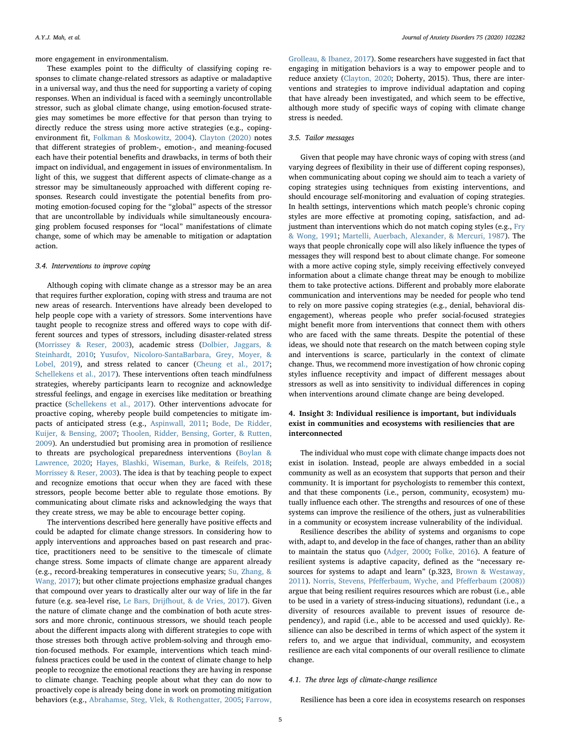more engagement in environmentalism.

These examples point to the difficulty of classifying coping responses to climate change-related stressors as adaptive or maladaptive in a universal way, and thus the need for supporting a variety of coping responses. When an individual is faced with a seemingly uncontrollable stressor, such as global climate change, using emotion-focused strategies may sometimes be more effective for that person than trying to directly reduce the stress using more active strategies (e.g., coping-environment fit, Folkman & Moskowitz, 2004). Clayton (2020) notes that different strategies of problem-, emotion-, and meaning-focused each have their potential benefits and drawbacks, in terms of both their impact on individual, and engagement in issues of environmentalism. In light of this, we suggest that different aspects of climate-change as a stressor may be simultaneously approached with different coping responses. Research could investigate the potential benefits from promoting emotion-focused coping for the "global" aspects of the stressor that are uncontrollable by individuals while simultaneously encouraging problem focused responses for "local" manifestations of climate change, some of which may be amenable to mitigation or adaptation action.

### 3.4. Interventions to improve coping

Although coping with climate change as a stressor may be an area that requires further exploration, coping with stress and trauma are not new areas of research. Interventions have already been developed to help people cope with a variety of stressors. Some interventions have taught people to recognize stress and offered ways to cope with different sources and types of stressors, including disaster-related stress (Morrissey & Reser, 2003), academic stress (Dolbier, Jaggars, & Steinhardt, 2010; Yusufov, Nicoloro-SantaBarbara, Grey, Moyer, & Lobel, 2019), and stress related to cancer (Cheung et al., 2017; Schellekens et al., 2017). These interventions often teach mindfulness strategies, whereby participants learn to recognize and acknowledge stressful feelings, and engage in exercises like meditation or breathing practice (Schellekens et al., 2017). Other interventions advocate for proactive coping, whereby people build competencies to mitigate impacts of anticipated stress (e.g., Aspinwall, 2011; Bode, De Ridder, Kuijer, & Bensing, 2007; Thoolen, Ridder, Bensing, Gorter, & Rutten, 2009). An understudied but promising area in promotion of resilience to threats are psychological preparedness interventions (Boylan & Lawrence, 2020; Hayes, Blashki, Wiseman, Burke, & Reifels, 2018; Morrissey & Reser, 2003). The idea is that by teaching people to expect and recognize emotions that occur when they are faced with these stressors, people become better able to regulate those emotions. By communicating about climate risks and acknowledging the ways that they create stress, we may be able to encourage better coping.

The interventions described here generally have positive effects and could be adapted for climate change stressors. In considering how to apply interventions and approaches based on past research and practice, practitioners need to be sensitive to the timescale of climate change stress. Some impacts of climate change are apparent already (e.g., record-breaking temperatures in consecutive years; Su, Zhang, & Wang, 2017); but other climate projections emphasize gradual changes that compound over years to drastically alter our way of life in the far future (e.g. sea-level rise, Le Bars, Drijfhout, & de Vries, 2017). Given the nature of climate change and the combination of both acute stressors and more chronic, continuous stressors, we should teach people about the different impacts along with different strategies to cope with those stresses both through active problem-solving and through emotion-focused methods. For example, interventions which teach mindfulness practices could be used in the context of climate change to help people to recognize the emotional reactions they are having in response to climate change. Teaching people about what they can do now to proactively cope is already being done in work on promoting mitigation behaviors (e.g., Abrahamse, Steg, Vlek, & Rothengatter, 2005; Farrow, Grolleau, & Ibanez, 2017). Some researchers have suggested in fact that engaging in mitigation behaviors is a way to empower people and to reduce anxiety (Clayton, 2020; Doherty, 2015). Thus, there are interventions and strategies to improve individual adaptation and coping that have already been investigated, and which seem to be effective, although more study of specific ways of coping with climate change stress is needed.

### 3.5. Tailor messages

Given that people may have chronic ways of coping with stress (and varying degrees of flexibility in their use of different coping responses), when communicating about coping we should aim to teach a variety of coping strategies using techniques from existing interventions, and should encourage self-monitoring and evaluation of coping strategies. In health settings, interventions which match people's chronic coping styles are more effective at promoting coping, satisfaction, and adjustment than interventions which do not match coping styles (e.g., Fry & Wong, 1991; Martelli, Auerbach, Alexander, & Mercuri, 1987). The ways that people chronically cope will also likely influence the types of messages they will respond best to about climate change. For someone with a more active coping style, simply receiving effectively conveyed information about a climate change threat may be enough to mobilize them to take protective actions. Different and probably more elaborate communication and interventions may be needed for people who tend to rely on more passive coping strategies (e.g., denial, behavioral disengagement), whereas people who prefer social-focused strategies might benefit more from interventions that connect them with others who are faced with the same threats. Despite the potential of these ideas, we should note that research on the match between coping style and interventions is scarce, particularly in the context of climate change. Thus, we recommend more investigation of how chronic coping styles influence receptivity and impact of different messages about stressors as well as into sensitivity to individual differences in coping when interventions around climate change are being developed.

## 4. Insight 3: Individual resilience is important, but individuals exist in communities and ecosystems with resiliencies that are interconnected

The individual who must cope with climate change impacts does not exist in isolation. Instead, people are always embedded in a social community as well as an ecosystem that supports that person and their community. It is important for psychologists to remember this context, and that these components (i.e., person, community, ecosystem) mutually influence each other. The strengths and resources of one of these systems can improve the resilience of the others, just as vulnerabilities in a community or ecosystem increase vulnerability of the individual.

Resilience describes the ability of systems and organisms to cope with, adapt to, and develop in the face of changes, rather than an ability to maintain the status quo (Adger, 2000; Folke, 2016). A feature of resilient systems is adaptive capacity, defined as the "necessary resources for systems to adapt and learn" (p.323, Brown & Westaway, 2011). Norris, Stevens, Pfefferbaum, Wyche, and Pfefferbaum (2008)) argue that being resilient requires resources which are robust (i.e., able to be used in a variety of stress-inducing situations), redundant (i.e., a diversity of resources available to prevent issues of resource dependency), and rapid (i.e., able to be accessed and used quickly). Resilience can also be described in terms of which aspect of the system it refers to, and we argue that individual, community, and ecosystem resilience are each vital components of our overall resilience to climate change.

### 4.1. The three legs of climate-change resilience

Resilience has been a core idea in ecosystems research on responses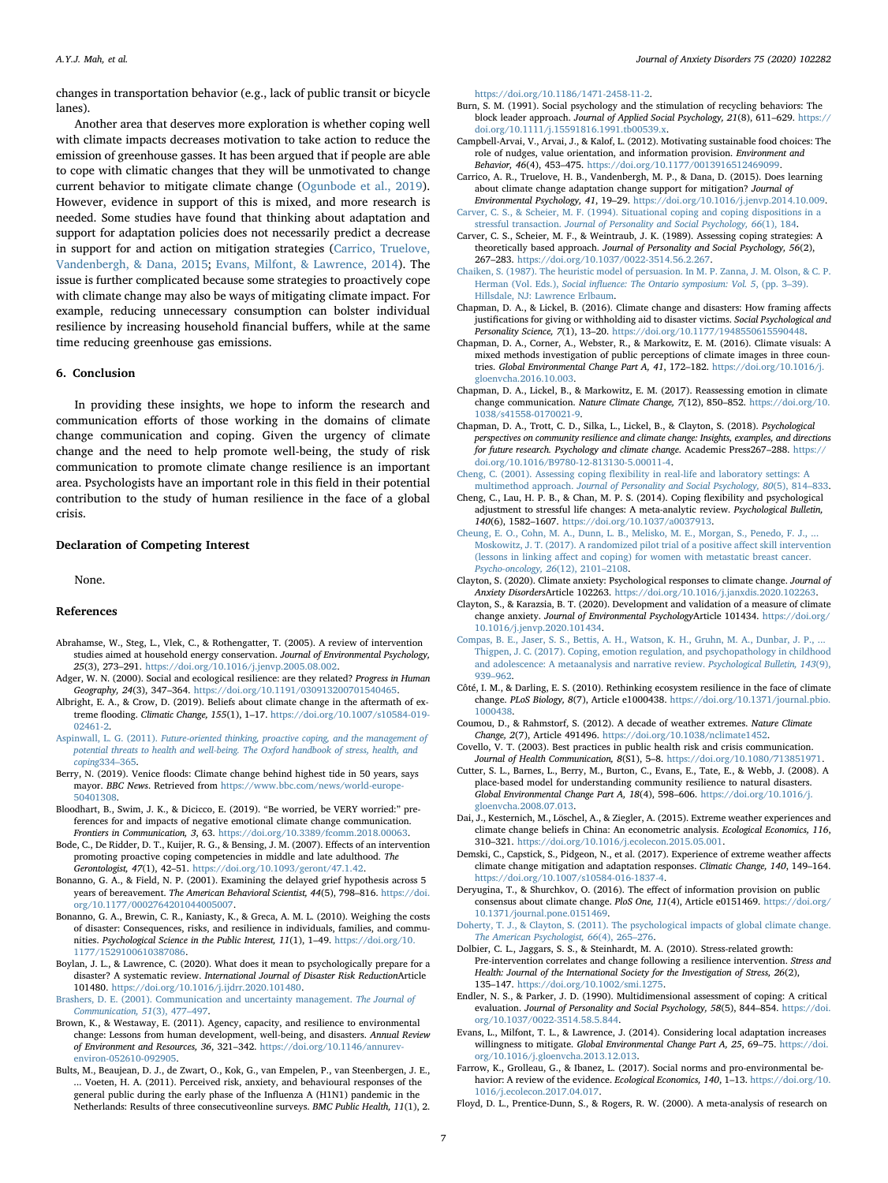changes in transportation behavior (e.g., lack of public transit or bicycle lanes).

Another area that deserves more exploration is whether coping well with climate impacts decreases motivation to take action to reduce the emission of greenhouse gasses. It has been argued that if people are able to cope with climatic changes that they will be unmotivated to change current behavior to mitigate climate change (Ogunbode et al., 2019). However, evidence in support of this is mixed, and more research is needed. Some studies have found that thinking about adaptation and support for adaptation policies does not necessarily predict a decrease in support for and action on mitigation strategies (Carrico, Truelove, Vandenbergh, & Dana, 2015; Evans, Milfont, & Lawrence, 2014). The issue is further complicated because some strategies to proactively cope with climate change may also be ways of mitigating climate impact. For example, reducing unnecessary consumption can bolster individual resilience by increasing household financial buffers, while at the same time reducing greenhouse gas emissions.

## 6. Conclusion

In providing these insights, we hope to inform the research and communication efforts of those working in the domains of climate change communication and coping. Given the urgency of climate change and the need to help promote well-being, the study of risk communication to promote climate change resilience is an important area. Psychologists have an important role in this field in their potential contribution to the study of human resilience in the face of a global crisis.

## Declaration of Competing Interest

None.

## References

Abrahamse, W., Steg, L., Vlek, C., & Rothengatter, T. (2005). A review of intervention studies aimed at household energy conservation. *Journal of Environmental Psychology, 25*(3), 273–291. https://doi.org/10.1016/j.jenvp.2005.08.002.

Adger, W. N. (2000). Social and ecological resilience: are they related? *Progress in Human Geography, 24*(3), 347–364. https://doi.org/10.1191/030913200701540465.

Albright, E. A., & Crow, D. (2019). Beliefs about climate change in the aftermath of extreme flooding. *Climatic Change, 155*(1), 1–17. https://doi.org/10.1007/s10584-019-02461-2.

Aspinwall, L. G. (2011). *Future-oriented thinking, proactive coping, and the management of potential threats to health and well-being. The Oxford handbook of stress, health, and coping*334–365.

Berry, N. (2019). Venice floods: Climate change behind highest tide in 50 years, says mayor. *BBC News*. Retrieved from https://www.bbc.com/news/world-europe-50401308.

Bloodhart, B., Swim, J. K., & Dicicco, E. (2019). "Be worried, be VERY worried:" preferences for and impacts of negative emotional climate change communication. *Frontiers in Communication, 3*, 63. https://doi.org/10.3389/fcomm.2018.00063.

Bode, C., De Ridder, D. T., Kuijer, R. G., & Bensing, J. M. (2007). Effects of an intervention promoting proactive coping competencies in middle and late adulthood. *The Gerontologist, 47*(1), 42–51. https://doi.org/10.1093/geront/47.1.42.

Bonanno, G. A., & Field, N. P. (2001). Examining the delayed grief hypothesis across 5 years of bereavement. *The American Behavioral Scientist, 44*(5), 798–816. https://doi.org/10.1177/0002764201044005007.

Bonanno, G. A., Brewin, C. R., Kaniasty, K., & Greca, A. M. L. (2010). Weighing the costs of disaster: Consequences, risks, and resilience in individuals, families, and communities. *Psychological Science in the Public Interest, 11*(1), 1–49. https://doi.org/10.1177/1529100610387086.

Boylan, J. L., & Lawrence, C. (2020). What does it mean to psychologically prepare for a disaster? A systematic review. *International Journal of Disaster Risk Reduction*Article 101480. https://doi.org/10.1016/j.ijdrr.2020.101480.

Brashers, D. E. (2001). Communication and uncertainty management. *The Journal of Communication, 51*(3), 477–497.

Brown, K., & Westaway, E. (2011). Agency, capacity, and resilience to environmental change: Lessons from human development, well-being, and disasters. *Annual Review of Environment and Resources, 36*, 321–342. https://doi.org/10.1146/annurev-environ-052610-092905.

Bults, M., Beaujean, D. J., de Zwart, O., Kok, G., van Empelen, P., van Steenbergen, J. E., ... Voeten, H. A. (2011). Perceived risk, anxiety, and behavioural responses of the general public during the early phase of the Influenza A (H1N1) pandemic in the Netherlands: Results of three consecutiveonline surveys. *BMC Public Health, 11*(1), 2. https://doi.org/10.1186/1471-2458-11-2.

Burn, S. M. (1991). Social psychology and the stimulation of recycling behaviors: The block leader approach. *Journal of Applied Social Psychology, 21*(8), 611–629. https://doi.org/10.1111/j.15591816.1991.tb00539.x.

Campbell-Arvai, V., Arvai, J., & Kalof, L. (2012). Motivating sustainable food choices: The role of nudges, value orientation, and information provision. *Environment and Behavior, 46*(4), 453–475. https://doi.org/10.1177/0013916512469099.

Carrico, A. R., Truelove, H. B., Vandenbergh, M. P., & Dana, D. (2015). Does learning about climate change adaptation change support for mitigation? *Journal of Environmental Psychology, 41*, 19–29. https://doi.org/10.1016/j.jenvp.2014.10.009.

Carver, C. S., & Scheier, M. F. (1994). Situational coping and coping dispositions in a stressful transaction. *Journal of Personality and Social Psychology, 66*(1), 184.

Carver, C. S., Scheier, M. F., & Weintraub, J. K. (1989). Assessing coping strategies: A theoretically based approach. *Journal of Personality and Social Psychology, 56*(2), 267–283. https://doi.org/10.1037/0022-3514.56.2.267.

Chaiken, S. (1987). The heuristic model of persuasion. In M. P. Zanna, J. M. Olson, & C. P. Herman (Vol. Eds.), *Social influence: The Ontario symposium: Vol. 5*, (pp. 3–39). Hillsdale, NJ: Lawrence Erlbaum.

Chapman, D. A., & Lickel, B. (2016). Climate change and disasters: How framing affects justifications for giving or withholding aid to disaster victims. *Social Psychological and Personality Science, 7*(1), 13–20. https://doi.org/10.1177/1948550615590448.

Chapman, D. A., Corner, A., Webster, R., & Markowitz, E. M. (2016). Climate visuals: A mixed methods investigation of public perceptions of climate images in three countries. *Global Environmental Change Part A, 41*, 172–182. https://doi.org/10.1016/j.gloenvcha.2016.10.003.

Chapman, D. A., Lickel, B., & Markowitz, E. M. (2017). Reassessing emotion in climate change communication. *Nature Climate Change, 7*(12), 850–852. https://doi.org/10.1038/s41558-0170021-9.

Chapman, D. A., Trott, C. D., Silka, L., Lickel, B., & Clayton, S. (2018). *Psychological perspectives on community resilience and climate change: Insights, examples, and directions for future research. Psychology and climate change*. Academic Press267–288. https://doi.org/10.1016/B9780-12-813130-5.00011-4.

Cheng, C. (2001). Assessing coping flexibility in real-life and laboratory settings: A multimethod approach. *Journal of Personality and Social Psychology, 80*(5), 814–833.

Cheng, C., Lau, H. P. B., & Chan, M. P. S. (2014). Coping flexibility and psychological adjustment to stressful life changes: A meta-analytic review. *Psychological Bulletin, 140*(6), 1582–1607. https://doi.org/10.1037/a0037913.

Cheung, E. O., Cohn, M. A., Dunn, L. B., Melisko, M. E., Morgan, S., Penedo, F. J., ... Moskowitz, J. T. (2017). A randomized pilot trial of a positive affect skill intervention (lessons in linking affect and coping) for women with metastatic breast cancer. *Psycho-oncology, 26*(12), 2101–2108.

Clayton, S. (2020). Climate anxiety: Psychological responses to climate change. *Journal of Anxiety Disorders*Article 102263. https://doi.org/10.1016/j.janxdis.2020.102263.

Clayton, S., & Karazsia, B. T. (2020). Development and validation of a measure of climate change anxiety. *Journal of Environmental Psychology*Article 101434. https://doi.org/10.1016/j.jenvp.2020.101434.

Compas, B. E., Jaser, S. S., Bettis, A. H., Watson, K. H., Gruhn, M. A., Dunbar, J. P., ... Thigpen, J. C. (2017). Coping, emotion regulation, and psychopathology in childhood and adolescence: A metaanalysis and narrative review. *Psychological Bulletin, 143*(9), 939–962.

Côté, I. M., & Darling, E. S. (2010). Rethinking ecosystem resilience in the face of climate change. *PLoS Biology, 8*(7), Article e1000438. https://doi.org/10.1371/journal.pbio.1000438.

Coumou, D., & Rahmstorf, S. (2012). A decade of weather extremes. *Nature Climate Change, 2*(7), Article 491496. https://doi.org/10.1038/nclimate1452.

Covello, V. T. (2003). Best practices in public health risk and crisis communication. *Journal of Health Communication, 8*(S1), 5–8. https://doi.org/10.1080/713851971.

Cutter, S. L., Barnes, L., Berry, M., Burton, C., Evans, E., Tate, E., & Webb, J. (2008). A place-based model for understanding community resilience to natural disasters. *Global Environmental Change Part A, 18*(4), 598–606. https://doi.org/10.1016/j.gloenvcha.2008.07.013.

Dai, J., Kesternich, M., Löschel, A., & Ziegler, A. (2015). Extreme weather experiences and climate change beliefs in China: An econometric analysis. *Ecological Economics, 116*, 310–321. https://doi.org/10.1016/j.ecolecon.2015.05.001.

Demski, C., Capstick, S., Pidgeon, N., et al. (2017). Experience of extreme weather affects climate change mitigation and adaptation responses. *Climatic Change, 140*, 149–164. https://doi.org/10.1007/s10584-016-1837-4.

Deryugina, T., & Shurchkov, O. (2016). The effect of information provision on public consensus about climate change. *PloS One, 11*(4), Article e0151469. https://doi.org/10.1371/journal.pone.0151469.

Doherty, T. J., & Clayton, S. (2011). The psychological impacts of global climate change. *The American Psychologist, 66*(4), 265–276.

Dolbier, C. L., Jaggars, S. S., & Steinhardt, M. A. (2010). Stress-related growth: Pre-intervention correlates and change following a resilience intervention. *Stress and Health: Journal of the International Society for the Investigation of Stress, 26*(2), 135–147. https://doi.org/10.1002/smi.1275.

Endler, N. S., & Parker, J. D. (1990). Multidimensional assessment of coping: A critical evaluation. *Journal of Personality and Social Psychology, 58*(5), 844–854. https://doi.org/10.1037/0022-3514.58.5.844.

Evans, L., Milfont, T. L., & Lawrence, J. (2014). Considering local adaptation increases willingness to mitigate. *Global Environmental Change Part A, 25*, 69–75. https://doi.org/10.1016/j.gloenvcha.2013.12.013.

Farrow, K., Grolleau, G., & Ibanez, L. (2017). Social norms and pro-environmental behavior: A review of the evidence. *Ecological Economics, 140*, 1–13. https://doi.org/10.1016/j.ecolecon.2017.04.017.

Floyd, D. L., Prentice-Dunn, S., & Rogers, R. W. (2000). A meta-analysis of research on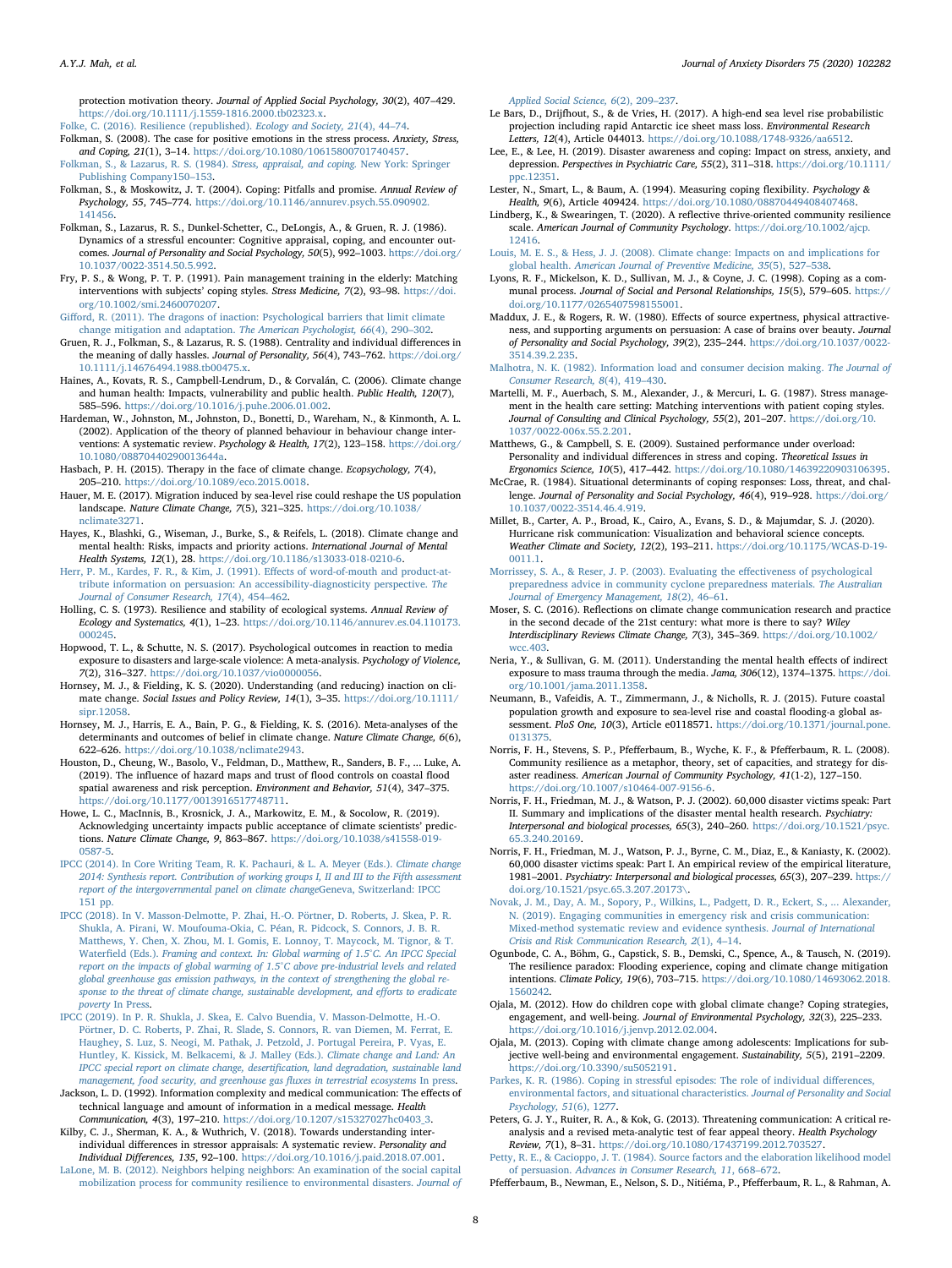protection motivation theory. *Journal of Applied Social Psychology, 30*(2), 407–429. https://doi.org/10.1111/j.1559-1816.2000.tb02323.x.

Folke, C. (2016). Resilience (republished). *Ecology and Society, 21*(4), 44–74.

Folkman, S. (2008). The case for positive emotions in the stress process. *Anxiety, Stress, and Coping, 21*(1), 3–14. https://doi.org/10.1080/10615800701740457.

Folkman, S., & Lazarus, R. S. (1984). *Stress, appraisal, and coping.* New York: Springer Publishing Company150–153.

Folkman, S., & Moskowitz, J. T. (2004). Coping: Pitfalls and promise. *Annual Review of Psychology, 55*, 745–774. https://doi.org/10.1146/annurev.psych.55.090902.141456.

Folkman, S., Lazarus, R. S., Dunkel-Schetter, C., DeLongis, A., & Gruen, R. J. (1986). Dynamics of a stressful encounter: Cognitive appraisal, coping, and encounter outcomes. *Journal of Personality and Social Psychology, 50*(5), 992–1003. https://doi.org/10.1037/0022-3514.50.5.992.

Fry, P. S., & Wong, P. T. P. (1991). Pain management training in the elderly: Matching interventions with subjects' coping styles. *Stress Medicine, 7*(2), 93–98. https://doi.org/10.1002/smi.2460070207.

Gifford, R. (2011). The dragons of inaction: Psychological barriers that limit climate change mitigation and adaptation. *The American Psychologist, 66*(4), 290–302.

Gruen, R. J., Folkman, S., & Lazarus, R. S. (1988). Centrality and individual differences in the meaning of dally hassles. *Journal of Personality, 56*(4), 743–762. https://doi.org/10.1111/j.14676494.1988.tb00475.x.

Haines, A., Kovats, R. S., Campbell-Lendrum, D., & Corvalán, C. (2006). Climate change and human health: Impacts, vulnerability and public health. *Public Health, 120*(7), 585–596. https://doi.org/10.1016/j.puhe.2006.01.002.

Hardeman, W., Johnston, M., Johnston, D., Bonetti, D., Wareham, N., & Kinmonth, A. L. (2002). Application of the theory of planned behaviour in behaviour change interventions: A systematic review. *Psychology & Health, 17*(2), 123–158. https://doi.org/10.1080/08870440290013644a.

Hasbach, P. H. (2015). Therapy in the face of climate change. *Ecopsychology, 7*(4), 205–210. https://doi.org/10.1089/eco.2015.0018.

Hauer, M. E. (2017). Migration induced by sea-level rise could reshape the US population landscape. *Nature Climate Change, 7*(5), 321–325. https://doi.org/10.1038/nclimate3271.

Hayes, K., Blashki, G., Wiseman, J., Burke, S., & Reifels, L. (2018). Climate change and mental health: Risks, impacts and priority actions. *International Journal of Mental Health Systems, 12*(1), 28. https://doi.org/10.1186/s13033-018-0210-6.

Herr, P. M., Kardes, F. R., & Kim, J. (1991). Effects of word-of-mouth and product-attribute information on persuasion: An accessibility-diagnosticity perspective. *The Journal of Consumer Research, 17*(4), 454–462.

Holling, C. S. (1973). Resilience and stability of ecological systems. *Annual Review of Ecology and Systematics, 4*(1), 1–23. https://doi.org/10.1146/annurev.es.04.110173.000245.

Hopwood, T. L., & Schutte, N. S. (2017). Psychological outcomes in reaction to media exposure to disasters and large-scale violence: A meta-analysis. *Psychology of Violence, 7*(2), 316–327. https://doi.org/10.1037/vio0000056.

Hornsey, M. J., & Fielding, K. S. (2020). Understanding (and reducing) inaction on climate change. *Social Issues and Policy Review, 14*(1), 3–35. https://doi.org/10.1111/sipr.12058.

Hornsey, M. J., Harris, E. A., Bain, P. G., & Fielding, K. S. (2016). Meta-analyses of the determinants and outcomes of belief in climate change. *Nature Climate Change, 6*(6), 622–626. https://doi.org/10.1038/nclimate2943.

Houston, D., Cheung, W., Basolo, V., Feldman, D., Matthew, R., Sanders, B. F., ... Luke, A. (2019). The influence of hazard maps and trust of flood controls on coastal flood spatial awareness and risk perception. *Environment and Behavior, 51*(4), 347–375. https://doi.org/10.1177/0013916517748711.

Howe, L. C., MacInnis, B., Krosnick, J. A., Markowitz, E. M., & Socolow, R. (2019). Acknowledging uncertainty impacts public acceptance of climate scientists' predictions. *Nature Climate Change, 9*, 863–867. https://doi.org/10.1038/s41558-019-0587-5.

IPCC (2014). In Core Writing Team, R. K. Pachauri, & L. A. Meyer (Eds.). *Climate change 2014: Synthesis report. Contribution of working groups I, II and III to the Fifth assessment report of the intergovernmental panel on climate change*Geneva, Switzerland: IPCC 151 pp.

IPCC (2018). In V. Masson-Delmotte, P. Zhai, H.-O. Pörtner, D. Roberts, J. Skea, P. R. Shukla, A. Pirani, W. Moufouma-Okia, C. Péan, R. Pidcock, S. Connors, J. B. R. Matthews, Y. Chen, X. Zhou, M. I. Gomis, E. Lonnoy, T. Maycock, M. Tignor, & T. Waterfield (Eds.). *Framing and context. In: Global warming of 1.5°C. An IPCC Special report on the impacts of global warming of 1.5°C above pre-industrial levels and related global greenhouse gas emission pathways, in the context of strengthening the global response to the threat of climate change, sustainable development, and efforts to eradicate poverty* In Press.

IPCC (2019). In P. R. Shukla, J. Skea, E. Calvo Buendia, V. Masson-Delmotte, H.-O. Pörtner, D. C. Roberts, P. Zhai, R. Slade, S. Connors, R. van Diemen, M. Ferrat, E. Haughey, S. Luz, S. Neogi, M. Pathak, J. Petzold, J. Portugal Pereira, P. Vyas, E. Huntley, K. Kissick, M. Belkacemi, & J. Malley (Eds.). *Climate change and Land: An IPCC special report on climate change, desertification, land degradation, sustainable land management, food security, and greenhouse gas fluxes in terrestrial ecosystems* In press.

Jackson, L. D. (1992). Information complexity and medical communication: The effects of technical language and amount of information in a medical message. *Health Communication, 4*(3), 197–210. https://doi.org/10.1207/s15327027hc0403_3.

Kilby, C. J., Sherman, K. A., & Wuthrich, V. (2018). Towards understanding interindividual differences in stressor appraisals: A systematic review. *Personality and Individual Differences, 135*, 92–100. https://doi.org/10.1016/j.paid.2018.07.001.

LaLone, M. B. (2012). Neighbors helping neighbors: An examination of the social capital mobilization process for community resilience to environmental disasters. *Journal of Applied Social Science, 6*(2), 209–237.

Le Bars, D., Drijfhout, S., & de Vries, H. (2017). A high-end sea level rise probabilistic projection including rapid Antarctic ice sheet mass loss. *Environmental Research Letters, 12*(4), Article 044013. https://doi.org/10.1088/1748-9326/aa6512.

Lee, E., & Lee, H. (2019). Disaster awareness and coping: Impact on stress, anxiety, and depression. *Perspectives in Psychiatric Care, 55*(2), 311–318. https://doi.org/10.1111/ppc.12351.

Lester, N., Smart, L., & Baum, A. (1994). Measuring coping flexibility. *Psychology & Health, 9*(6), Article 409424. https://doi.org/10.1080/08870449408407468.

Lindberg, K., & Swearingen, T. (2020). A reflective thrive-oriented community resilience scale. *American Journal of Community Psychology*. https://doi.org/10.1002/ajcp.12416.

Louis, M. E. S., & Hess, J. J. (2008). Climate change: Impacts on and implications for global health. *American Journal of Preventive Medicine, 35*(5), 527–538.

Lyons, R. F., Mickelson, K. D., Sullivan, M. J., & Coyne, J. C. (1998). Coping as a communal process. *Journal of Social and Personal Relationships, 15*(5), 579–605. https://doi.org/10.1177/0265407598155001.

Maddux, J. E., & Rogers, R. W. (1980). Effects of source expertness, physical attractiveness, and supporting arguments on persuasion: A case of brains over beauty. *Journal of Personality and Social Psychology, 39*(2), 235–244. https://doi.org/10.1037/0022-3514.39.2.235.

Malhotra, N. K. (1982). Information load and consumer decision making. *The Journal of Consumer Research, 8*(4), 419–430.

Martelli, M. F., Auerbach, S. M., Alexander, J., & Mercuri, L. G. (1987). Stress management in the health care setting: Matching interventions with patient coping styles. *Journal of Consulting and Clinical Psychology, 55*(2), 201–207. https://doi.org/10.1037/0022-006x.55.2.201.

Matthews, G., & Campbell, S. E. (2009). Sustained performance under overload: Personality and individual differences in stress and coping. *Theoretical Issues in Ergonomics Science, 10*(5), 417–442. https://doi.org/10.1080/14639220903106395.

McCrae, R. (1984). Situational determinants of coping responses: Loss, threat, and challenge. *Journal of Personality and Social Psychology, 46*(4), 919–928. https://doi.org/10.1037/0022-3514.46.4.919.

Millet, B., Carter, A. P., Broad, K., Cairo, A., Evans, S. D., & Majumdar, S. J. (2020). Hurricane risk communication: Visualization and behavioral science concepts. *Weather Climate and Society, 12*(2), 193–211. https://doi.org/10.1175/WCAS-D-19-0011.1.

Morrissey, S. A., & Reser, J. P. (2003). Evaluating the effectiveness of psychological preparedness advice in community cyclone preparedness materials. *The Australian Journal of Emergency Management, 18*(2), 46–61.

Moser, S. C. (2016). Reflections on climate change communication research and practice in the second decade of the 21st century: what more is there to say? *Wiley Interdisciplinary Reviews Climate Change, 7*(3), 345–369. https://doi.org/10.1002/wcc.403.

Neria, Y., & Sullivan, G. M. (2011). Understanding the mental health effects of indirect exposure to mass trauma through the media. *Jama, 306*(12), 1374–1375. https://doi.org/10.1001/jama.2011.1358.

Neumann, B., Vafeidis, A. T., Zimmermann, J., & Nicholls, R. J. (2015). Future coastal population growth and exposure to sea-level rise and coastal flooding-a global assessment. *PloS One, 10*(3), Article e0118571. https://doi.org/10.1371/journal.pone.0131375.

Norris, F. H., Stevens, S. P., Pfefferbaum, B., Wyche, K. F., & Pfefferbaum, R. L. (2008). Community resilience as a metaphor, theory, set of capacities, and strategy for disaster readiness. *American Journal of Community Psychology, 41*(1-2), 127–150. https://doi.org/10.1007/s10464-007-9156-6.

Norris, F. H., Friedman, M. J., & Watson, P. J. (2002). 60,000 disaster victims speak: Part II. Summary and implications of the disaster mental health research. *Psychiatry: Interpersonal and biological processes, 65*(3), 240–260. https://doi.org/10.1521/psyc.65.3.240.20169.

Norris, F. H., Friedman, M. J., Watson, P. J., Byrne, C. M., Diaz, E., & Kaniasty, K. (2002). 60,000 disaster victims speak: Part I. An empirical review of the empirical literature, 1981–2001. *Psychiatry: Interpersonal and biological processes, 65*(3), 207–239. https://doi.org/10.1521/psyc.65.3.207.20173\.

Novak, J. M., Day, A. M., Sopory, P., Wilkins, L., Padgett, D. R., Eckert, S., ... Alexander, N. (2019). Engaging communities in emergency risk and crisis communication: Mixed-method systematic review and evidence synthesis. *Journal of International Crisis and Risk Communication Research, 2*(1), 4–14.

Ogunbode, C. A., Böhm, G., Capstick, S. B., Demski, C., Spence, A., & Tausch, N. (2019). The resilience paradox: Flooding experience, coping and climate change mitigation intentions. *Climate Policy, 19*(6), 703–715. https://doi.org/10.1080/14693062.2018.1560242.

Ojala, M. (2012). How do children cope with global climate change? Coping strategies, engagement, and well-being. *Journal of Environmental Psychology, 32*(3), 225–233. https://doi.org/10.1016/j.jenvp.2012.02.004.

Ojala, M. (2013). Coping with climate change among adolescents: Implications for subjective well-being and environmental engagement. *Sustainability, 5*(5), 2191–2209. https://doi.org/10.3390/su5052191.

Parkes, K. R. (1986). Coping in stressful episodes: The role of individual differences, environmental factors, and situational characteristics. *Journal of Personality and Social Psychology, 51*(6), 1277.

Peters, G. J. Y., Ruiter, R. A., & Kok, G. (2013). Threatening communication: A critical re-analysis and a revised meta-analytic test of fear appeal theory. *Health Psychology Review, 7*(1), 8–31. https://doi.org/10.1080/17437199.2012.703527.

Petty, R. E., & Cacioppo, J. T. (1984). Source factors and the elaboration likelihood model of persuasion. *Advances in Consumer Research, 11*, 668–672.

Pfefferbaum, B., Newman, E., Nelson, S. D., Nitiéma, P., Pfefferbaum, R. L., & Rahman, A.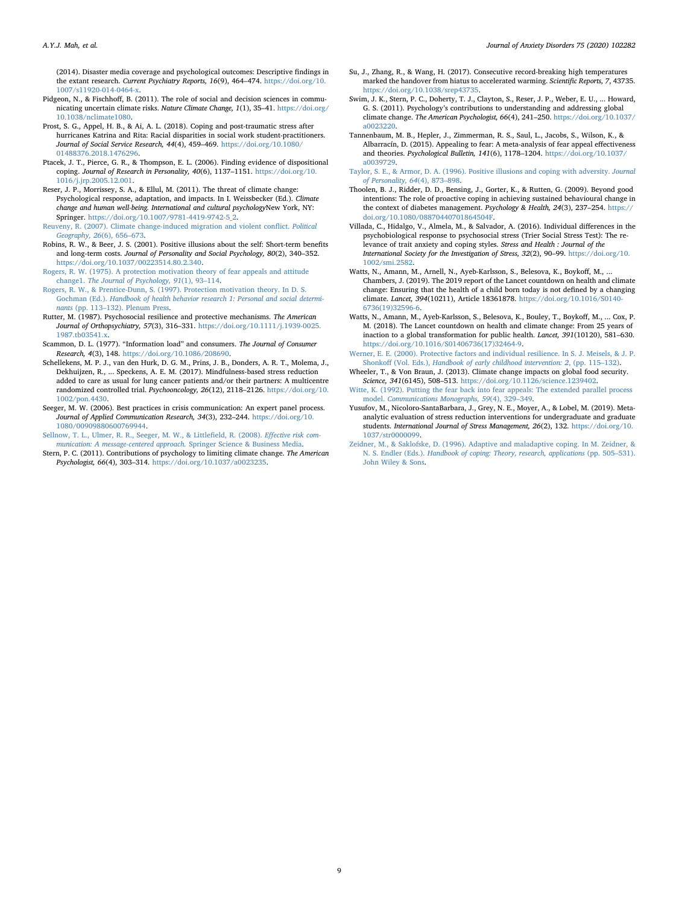(2014). Disaster media coverage and psychological outcomes: Descriptive findings in the extant research. *Current Psychiatry Reports, 16*(9), 464–474. https://doi.org/10.1007/s11920-014-0464-x.

Pidgeon, N., & Fischhoff, B. (2011). The role of social and decision sciences in communicating uncertain climate risks. *Nature Climate Change, 1*(1), 35–41. https://doi.org/10.1038/nclimate1080.

Prost, S. G., Appel, H. B., & Ai, A. L. (2018). Coping and post-traumatic stress after hurricanes Katrina and Rita: Racial disparities in social work student-practitioners. *Journal of Social Service Research, 44*(4), 459–469. https://doi.org/10.1080/01488376.2018.1476296.

Ptacek, J. T., Pierce, G. R., & Thompson, E. L. (2006). Finding evidence of dispositional coping. *Journal of Research in Personality, 40*(6), 1137–1151. https://doi.org/10.1016/j.jrp.2005.12.001.

Reser, J. P., Morrissey, S. A., & Ellul, M. (2011). The threat of climate change: Psychological response, adaptation, and impacts. In I. Weissbecker (Ed.). *Climate change and human well-being. International and cultural psychology*New York, NY: Springer. https://doi.org/10.1007/9781-4419-9742-5_2.

Reuveny, R. (2007). Climate change-induced migration and violent conflict. *Political Geography, 26*(6), 656–673.

Robins, R. W., & Beer, J. S. (2001). Positive illusions about the self: Short-term benefits and long-term costs. *Journal of Personality and Social Psychology, 80*(2), 340–352. https://doi.org/10.1037/00223514.80.2.340.

Rogers, R. W. (1975). A protection motivation theory of fear appeals and attitude change1. *The Journal of Psychology, 91*(1), 93–114.

Rogers, R. W., & Prentice-Dunn, S. (1997). Protection motivation theory. In D. S. Gochman (Ed.). *Handbook of health behavior research 1: Personal and social determinants* (pp. 113–132). Plenum Press.

Rutter, M. (1987). Psychosocial resilience and protective mechanisms. *The American Journal of Orthopsychiatry, 57*(3), 316–331. https://doi.org/10.1111/j.1939-0025.1987.tb03541.x.

Scammon, D. L. (1977). "Information load" and consumers. *The Journal of Consumer Research, 4*(3), 148. https://doi.org/10.1086/208690.

Schellekens, M. P. J., van den Hurk, D. G. M., Prins, J. B., Donders, A. R. T., Molema, J., Dekhuijzen, R., ... Speckens, A. E. M. (2017). Mindfulness-based stress reduction added to care as usual for lung cancer patients and/or their partners: A multicentre randomized controlled trial. *Psychooncology, 26*(12), 2118–2126. https://doi.org/10.1002/pon.4430.

Seeger, M. W. (2006). Best practices in crisis communication: An expert panel process. *Journal of Applied Communication Research, 34*(3), 232–244. https://doi.org/10.1080/00909880600769944.

Sellnow, T. L., Ulmer, R. R., Seeger, M. W., & Littlefield, R. (2008). *Effective risk communication: A message-centered approach.* Springer Science & Business Media.

Stern, P. C. (2011). Contributions of psychology to limiting climate change. *The American Psychologist, 66*(4), 303–314. https://doi.org/10.1037/a0023235.

Su, J., Zhang, R., & Wang, H. (2017). Consecutive record-breaking high temperatures marked the handover from hiatus to accelerated warming. *Scientific Reports, 7*, 43735. https://doi.org/10.1038/srep43735.

Swim, J. K., Stern, P. C., Doherty, T. J., Clayton, S., Reser, J. P., Weber, E. U., ... Howard, G. S. (2011). Psychology's contributions to understanding and addressing global climate change. *The American Psychologist, 66*(4), 241–250. https://doi.org/10.1037/a0023220.

Tannenbaum, M. B., Hepler, J., Zimmerman, R. S., Saul, L., Jacobs, S., Wilson, K., & Albarracín, D. (2015). Appealing to fear: A meta-analysis of fear appeal effectiveness and theories. *Psychological Bulletin, 141*(6), 1178–1204. https://doi.org/10.1037/a0039729.

Taylor, S. E., & Armor, D. A. (1996). Positive illusions and coping with adversity. *Journal of Personality, 64*(4), 873–898.

Thoolen, B. J., Ridder, D. D., Bensing, J., Gorter, K., & Rutten, G. (2009). Beyond good intentions: The role of proactive coping in achieving sustained behavioural change in the context of diabetes management. *Psychology & Health, 24*(3), 237–254. https://doi.org/10.1080/08870440701864504F.

Villada, C., Hidalgo, V., Almela, M., & Salvador, A. (2016). Individual differences in the psychobiological response to psychosocial stress (Trier Social Stress Test): The relevance of trait anxiety and coping styles. *Stress and Health : Journal of the International Society for the Investigation of Stress, 32*(2), 90–99. https://doi.org/10.1002/smi.2582.

Watts, N., Amann, M., Arnell, N., Ayeb-Karlsson, S., Belesova, K., Boykoff, M., ... Chambers, J. (2019). The 2019 report of the Lancet countdown on health and climate change: Ensuring that the health of a child born today is not defined by a changing climate. *Lancet, 394*(10211), Article 18361878. https://doi.org/10.1016/S0140-6736(19)32596-6.

Watts, N., Amann, M., Ayeb-Karlsson, S., Belesova, K., Bouley, T., Boykoff, M., ... Cox, P. M. (2018). The Lancet countdown on health and climate change: From 25 years of inaction to a global transformation for public health. *Lancet, 391*(10120), 581–630. https://doi.org/10.1016/S01406736(17)32464-9.

Werner, E. E. (2000). Protective factors and individual resilience. In S. J. Meisels, & J. P. Shonkoff (Vol. Eds.), *Handbook of early childhood intervention: 2*, (pp. 115–132).

Wheeler, T., & Von Braun, J. (2013). Climate change impacts on global food security. *Science, 341*(6145), 508–513. https://doi.org/10.1126/science.1239402.

Witte, K. (1992). Putting the fear back into fear appeals: The extended parallel process model. *Communications Monographs, 59*(4), 329–349.

Yusufov, M., Nicoloro-SantaBarbara, J., Grey, N. E., Moyer, A., & Lobel, M. (2019). Meta-analytic evaluation of stress reduction interventions for undergraduate and graduate students. *International Journal of Stress Management, 26*(2), 132. https://doi.org/10.1037/str0000099.

Zeidner, M., & Saklofske, D. (1996). Adaptive and maladaptive coping. In M. Zeidner, & N. S. Endler (Eds.). *Handbook of coping: Theory, research, applications* (pp. 505–531). John Wiley & Sons.